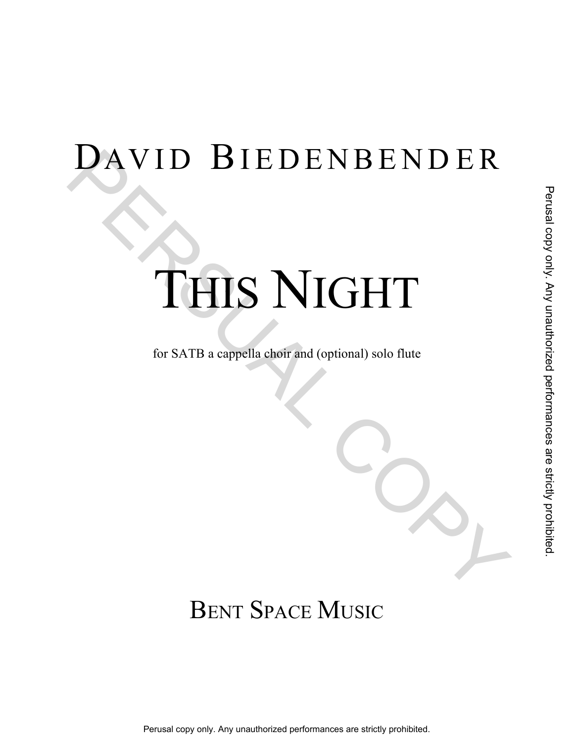# David Biedenbender

# This Night

for SATB a cappella choir and (optional) solo flute

## Bent Space Music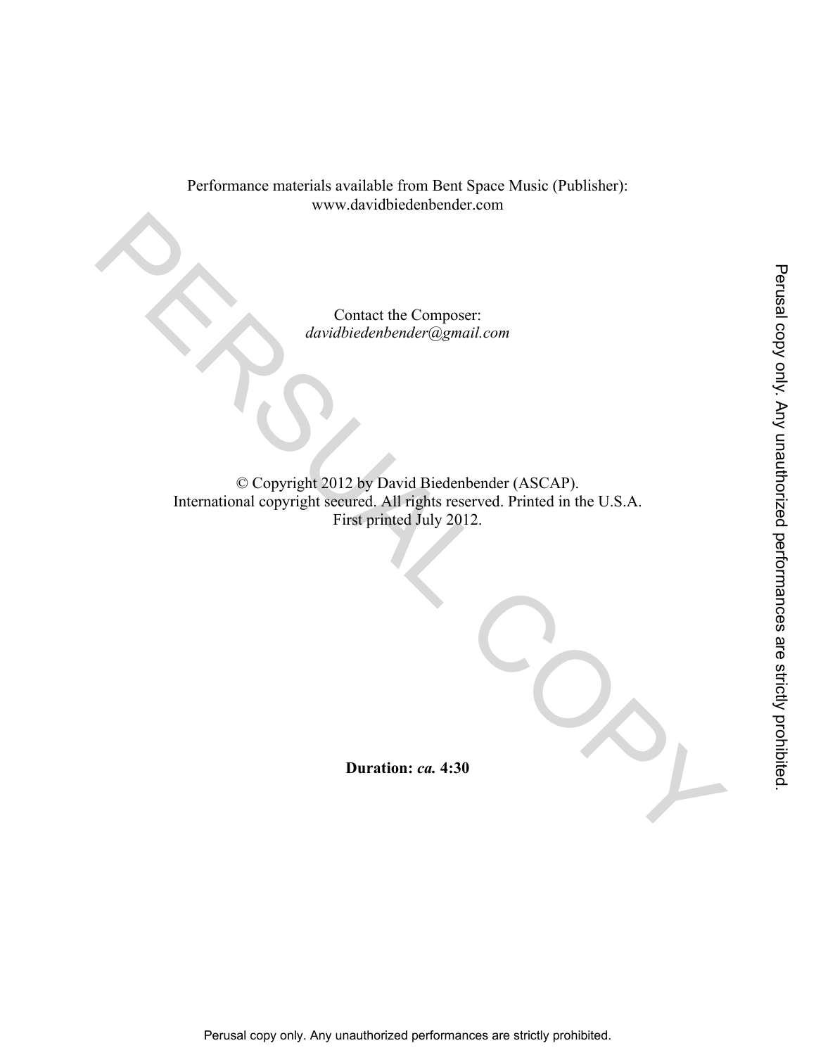Performance materials available from Bent Space Music (Publisher):
www.davidbiedenbender.com

Contact the Composer:
*davidbiedenbender@gmail.com*

© Copyright 2012 by David Biedenbender (ASCAP).
International copyright secured. All rights reserved. Printed in the U.S.A.
First printed July 2012.

**Duration:** ***ca.*** **4:30**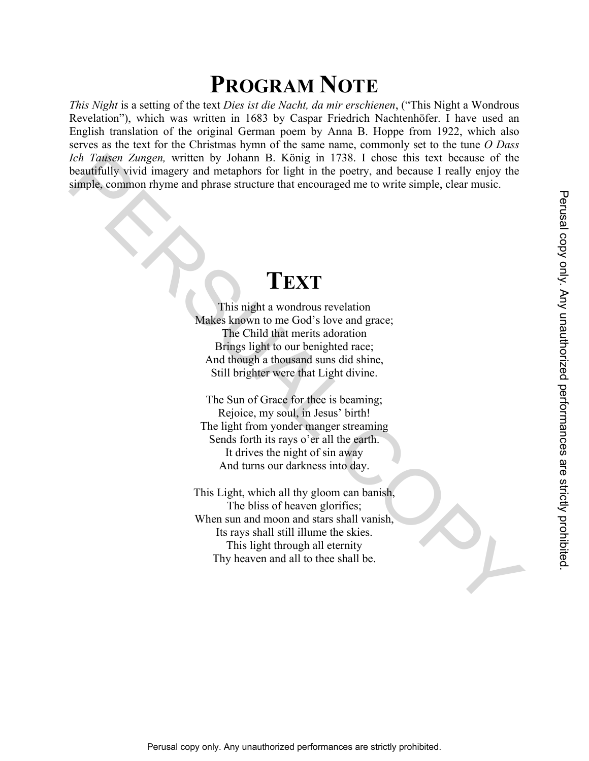# Program Note

*This Night* is a setting of the text *Dies ist die Nacht, da mir erschienen*, ("This Night a Wondrous Revelation"), which was written in 1683 by Caspar Friedrich Nachtenhöfer. I have used an English translation of the original German poem by Anna B. Hoppe from 1922, which also serves as the text for the Christmas hymn of the same name, commonly set to the tune *O Dass Ich Tausen Zungen,* written by Johann B. König in 1738. I chose this text because of the beautifully vivid imagery and metaphors for light in the poetry, and because I really enjoy the simple, common rhyme and phrase structure that encouraged me to write simple, clear music.

# Text

This night a wondrous revelation
Makes known to me God's love and grace;
The Child that merits adoration
Brings light to our benighted race;
And though a thousand suns did shine,
Still brighter were that Light divine.

The Sun of Grace for thee is beaming;
Rejoice, my soul, in Jesus' birth!
The light from yonder manger streaming
Sends forth its rays o'er all the earth.
It drives the night of sin away
And turns our darkness into day.

This Light, which all thy gloom can banish,
The bliss of heaven glorifies;
When sun and moon and stars shall vanish,
Its rays shall still illume the skies.
This light through all eternity
Thy heaven and all to thee shall be.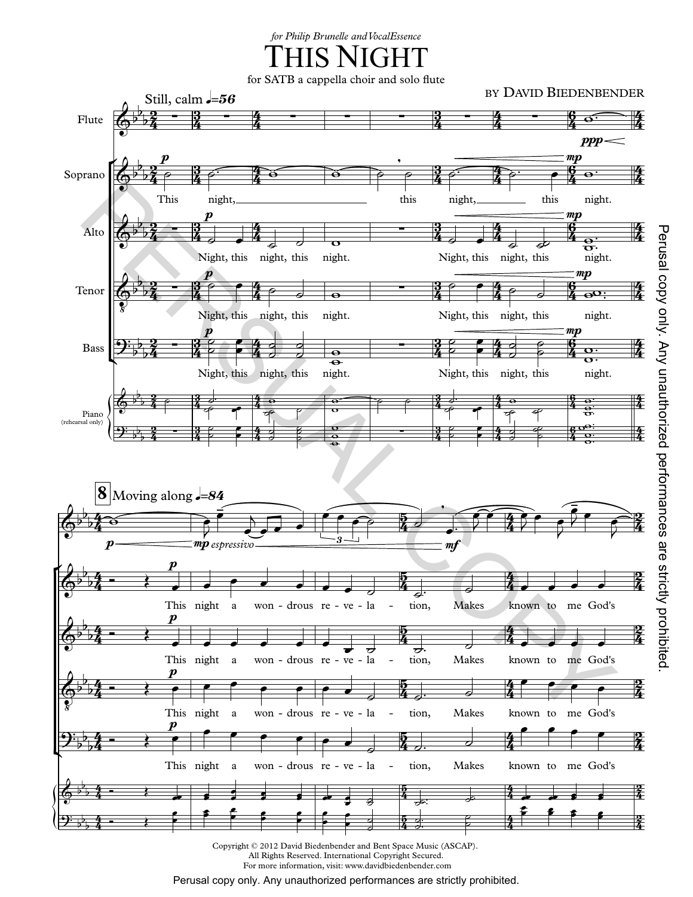*for Philip Brunelle and VocalEssence*

# This Night

for SATB a cappella choir and solo flute

by David Biedenbender

Still, calm ♩=56

Soprano: This night, this night, this night.

Alto: Night, this night, this night. Night, this night, this night.

Tenor: Night, this night, this night. Night, this night, this night.

Bass: Night, this night, this night. Night, this night, this night.

Piano (rehearsal only)

**8** Moving along ♩=84

*espressivo*

Soprano: This night a won - drous re - ve - la - tion, Makes known to me God's

Alto: This night a won - drous re - ve - la - tion, Makes known to me God's

Tenor: This night a won - drous re - ve - la - tion, Makes known to me God's

Bass: This night a won - drous re - ve - la - tion, Makes known to me God's

Copyright © 2012 David Biedenbender and Bent Space Music (ASCAP).
All Rights Reserved. International Copyright Secured.
For more information, visit: www.davidbiedenbender.com

Perusal copy only. Any unauthorized performances are strictly prohibited.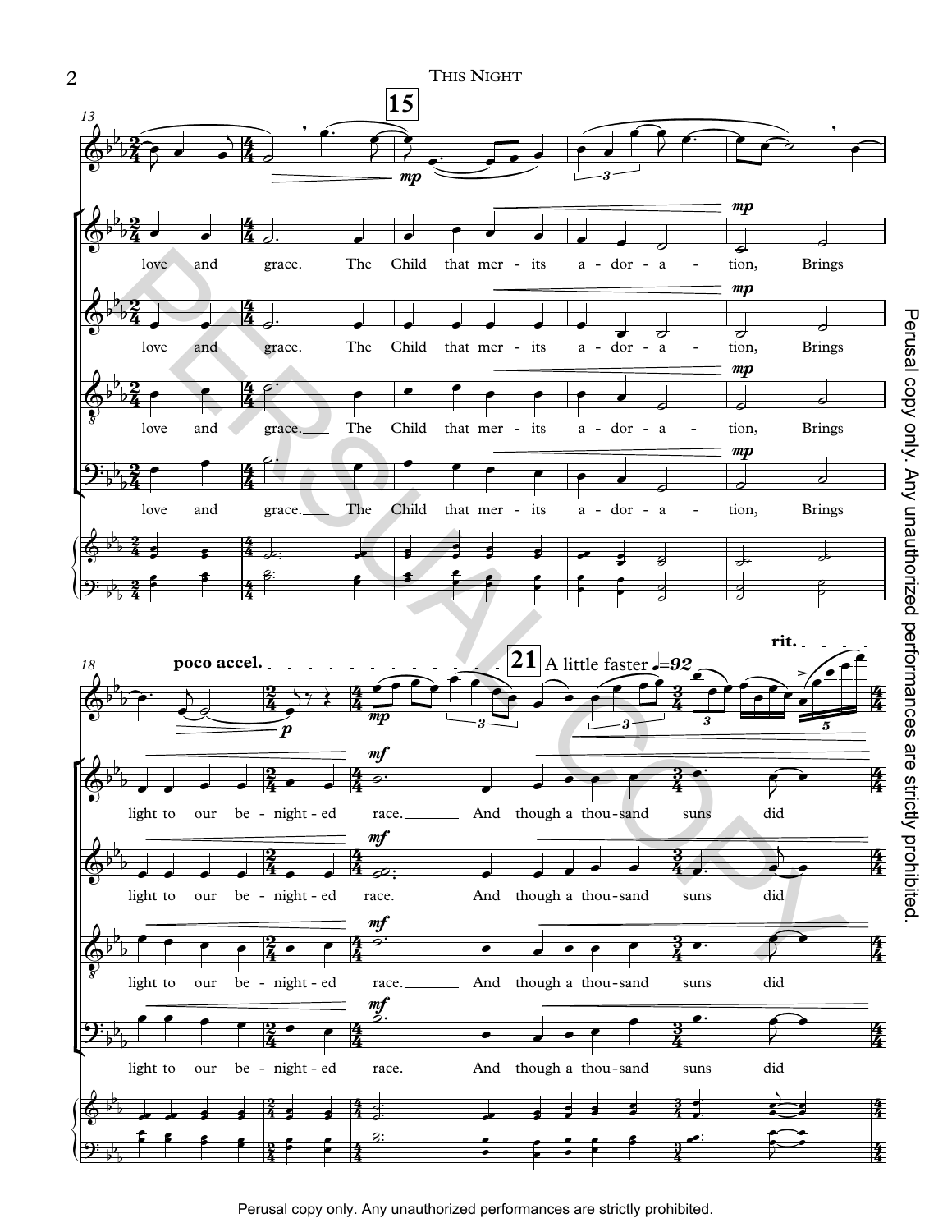15

love and grace. The Child that mer - its a - dor - a - tion, Brings

poco accel.

21 A little faster ♩=92

rit.

light to our be - night - ed race. And though a thou - sand suns did

Perusal copy only. Any unauthorized performances are strictly prohibited.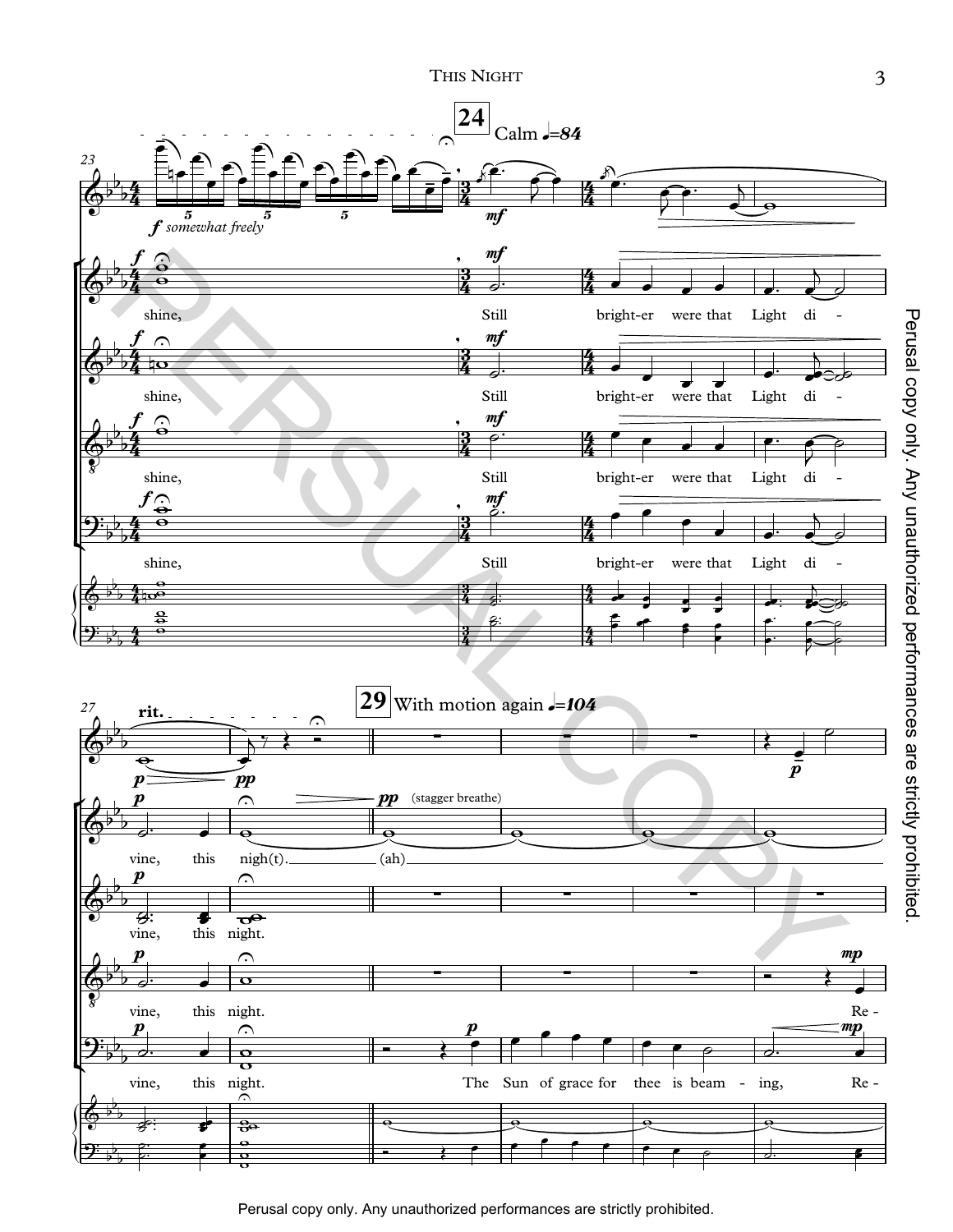**24** Calm ♩=84

*somewhat freely*

shine, Still bright-er were that Light di-

**27** rit.

vine, this nigh(t). (ah) (stagger breathe)

vine, this night.

**29** With motion again ♩=104

The Sun of grace for thee is beam - ing, Re -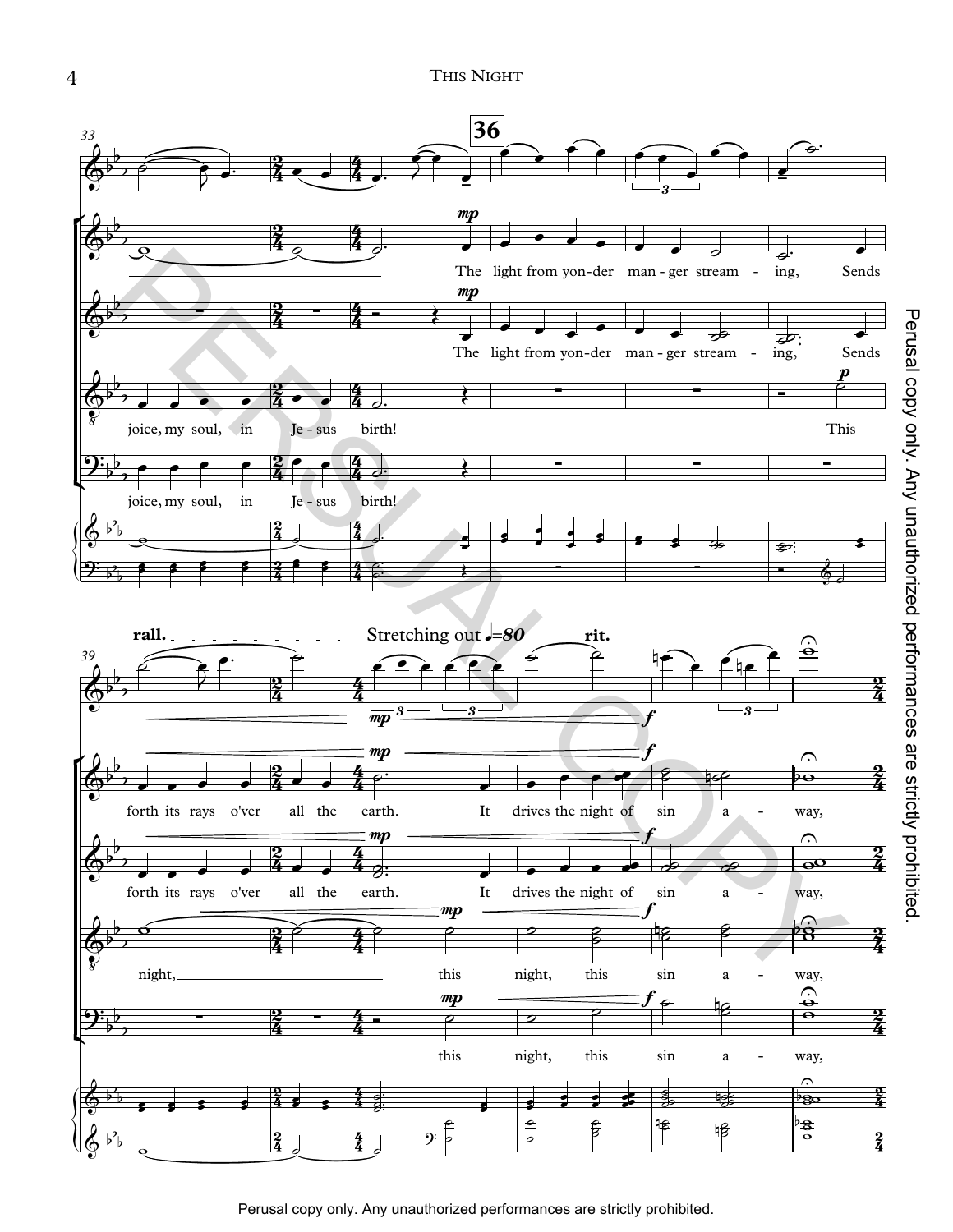**36**

*mp*

The light from yon-der man-ger stream-ing, Sends

joice, my soul, in Je-sus birth!

This

**rall.**

Stretching out ♩=80

**rit.**

*mp* *f*

forth its rays o'ver all the earth. It drives the night of sin a-way,

night, this night, this sin a-way,

this night, this sin a-way,

Perusal copy only. Any unauthorized performances are strictly prohibited.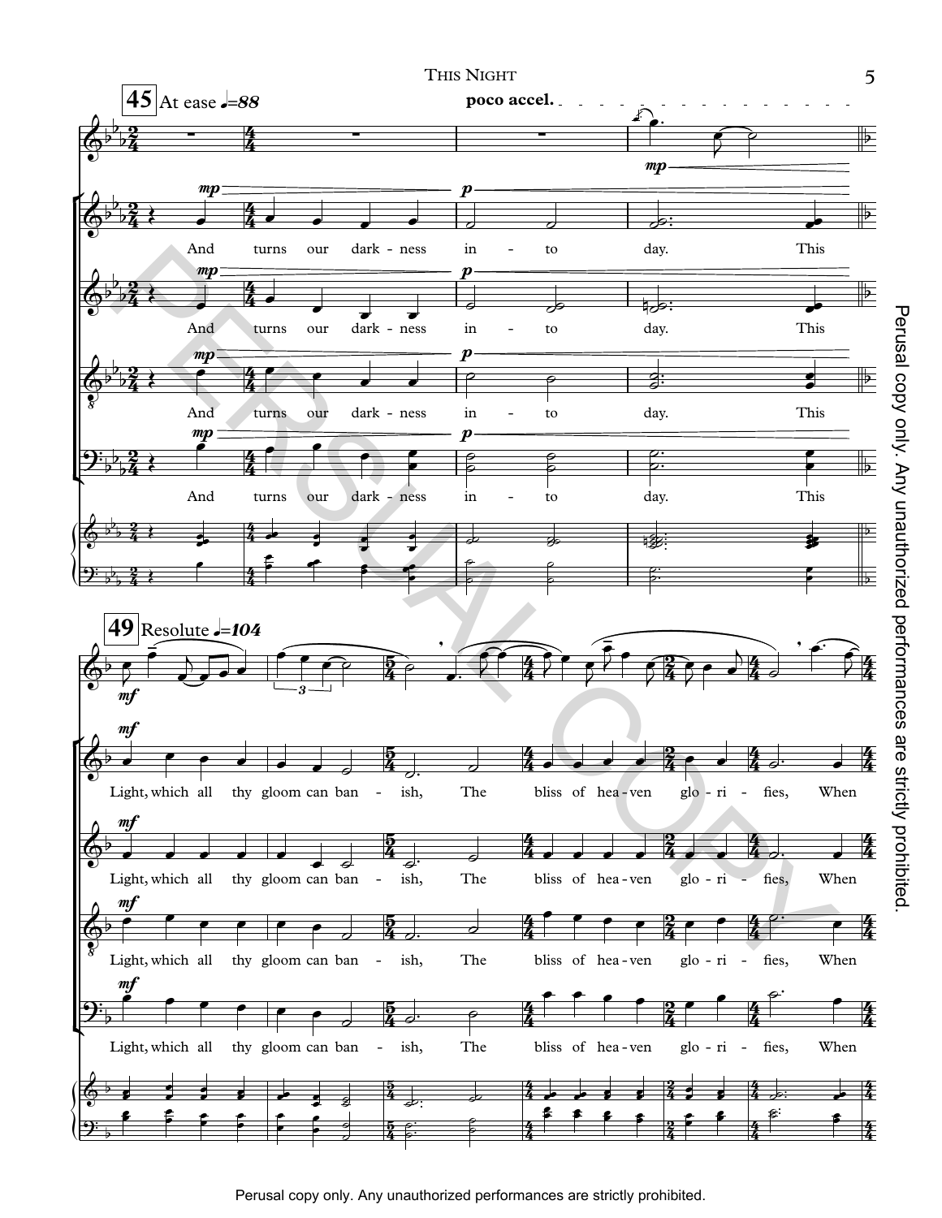45 At ease ♩=88

poco accel.

*mp* *p*

And turns our dark - ness in - to day. This

49 Resolute ♩=104

*mf*

Light, which all thy gloom can ban - ish, The bliss of hea - ven glo - ri - fies, When

Perusal copy only. Any unauthorized performances are strictly prohibited.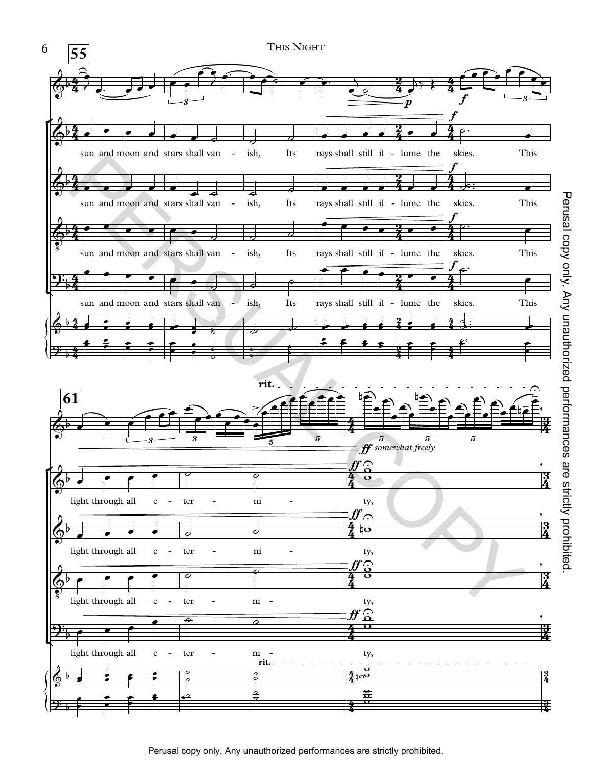55

sun and moon and stars shall van - ish, Its rays shall still il - lume the skies. This

61

rit.

*ff somewhat freely*

light through all e - ter - ni - ty,

Perusal copy only. Any unauthorized performances are strictly prohibited.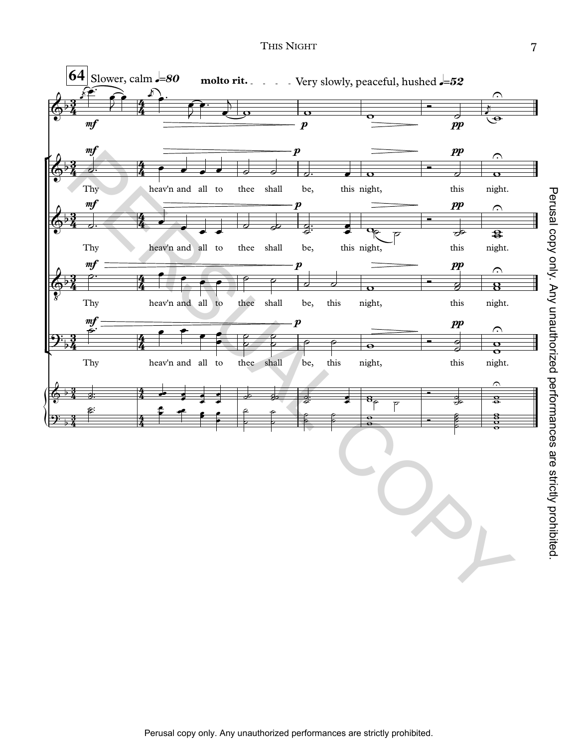**64** Slower, calm ♩=80 **molto rit.** Very slowly, peaceful, hushed ♩=52

Thy heav'n and all to thee shall be, this night, this night.